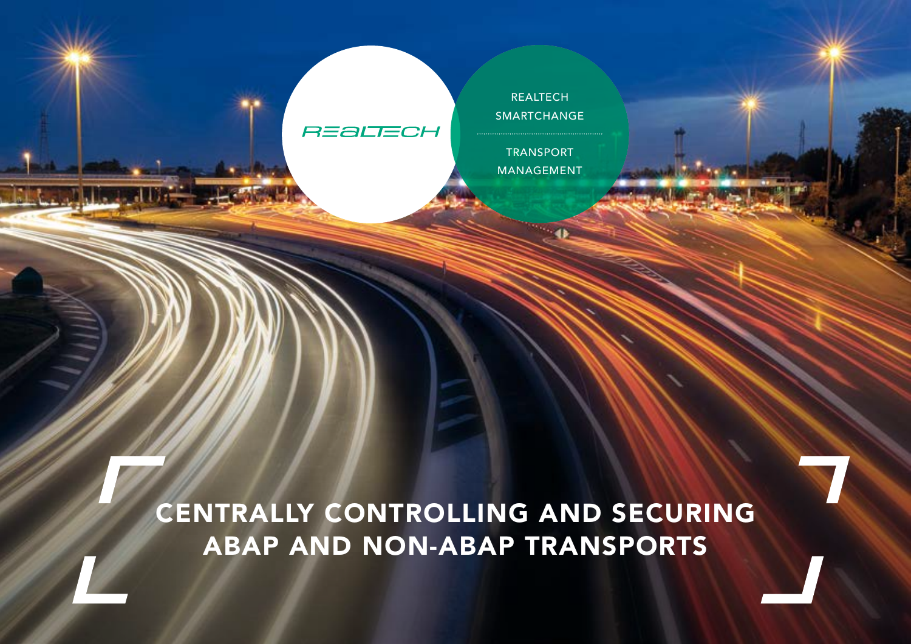REALTECH

REALTECH SMARTCHANGE

TRANSPORT MANAGEMENT

# CENTRALLY CONTROLLING AND SECURING ABAP AND NON-ABAP TRANSPORTS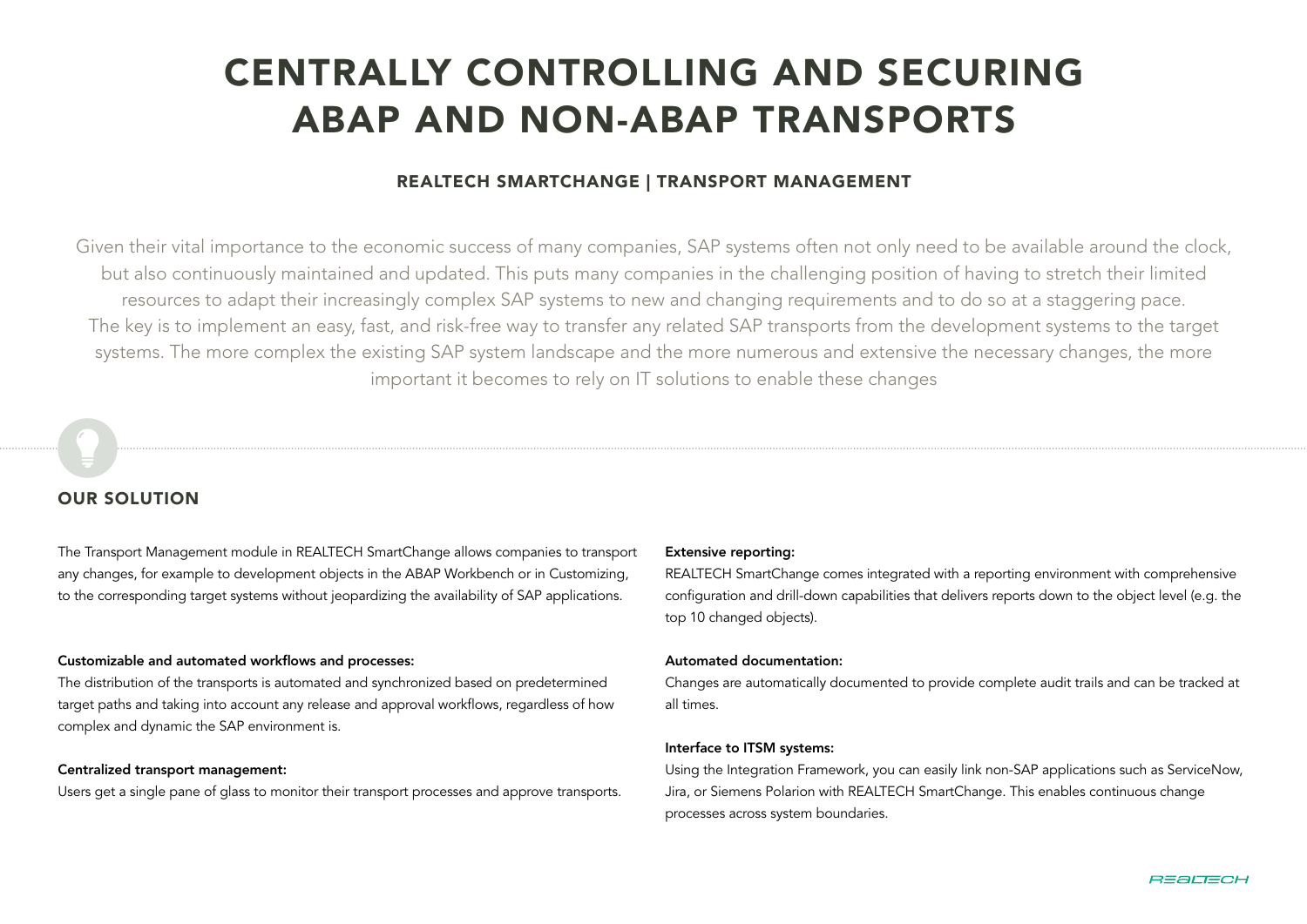# CENTRALLY CONTROLLING AND SECURING ABAP AND NON-ABAP TRANSPORTS

### REALTECH SMARTCHANGE | TRANSPORT MANAGEMENT

Given their vital importance to the economic success of many companies, SAP systems often not only need to be available around the clock, but also continuously maintained and updated. This puts many companies in the challenging position of having to stretch their limited resources to adapt their increasingly complex SAP systems to new and changing requirements and to do so at a staggering pace. The key is to implement an easy, fast, and risk-free way to transfer any related SAP transports from the development systems to the target systems. The more complex the existing SAP system landscape and the more numerous and extensive the necessary changes, the more important it becomes to rely on IT solutions to enable these changes

## OUR SOLUTION

The Transport Management module in REALTECH SmartChange allows companies to transport any changes, for example to development objects in the ABAP Workbench or in Customizing, to the corresponding target systems without jeopardizing the availability of SAP applications.

**Customizable and automated workflows and processes:**
The distribution of the transports is automated and synchronized based on predetermined target paths and taking into account any release and approval workflows, regardless of how complex and dynamic the SAP environment is.

**Centralized transport management:**
Users get a single pane of glass to monitor their transport processes and approve transports.

**Extensive reporting:**
REALTECH SmartChange comes integrated with a reporting environment with comprehensive configuration and drill-down capabilities that delivers reports down to the object level (e.g. the top 10 changed objects).

**Automated documentation:**
Changes are automatically documented to provide complete audit trails and can be tracked at all times.

**Interface to ITSM systems:**
Using the Integration Framework, you can easily link non-SAP applications such as ServiceNow, Jira, or Siemens Polarion with REALTECH SmartChange. This enables continuous change processes across system boundaries.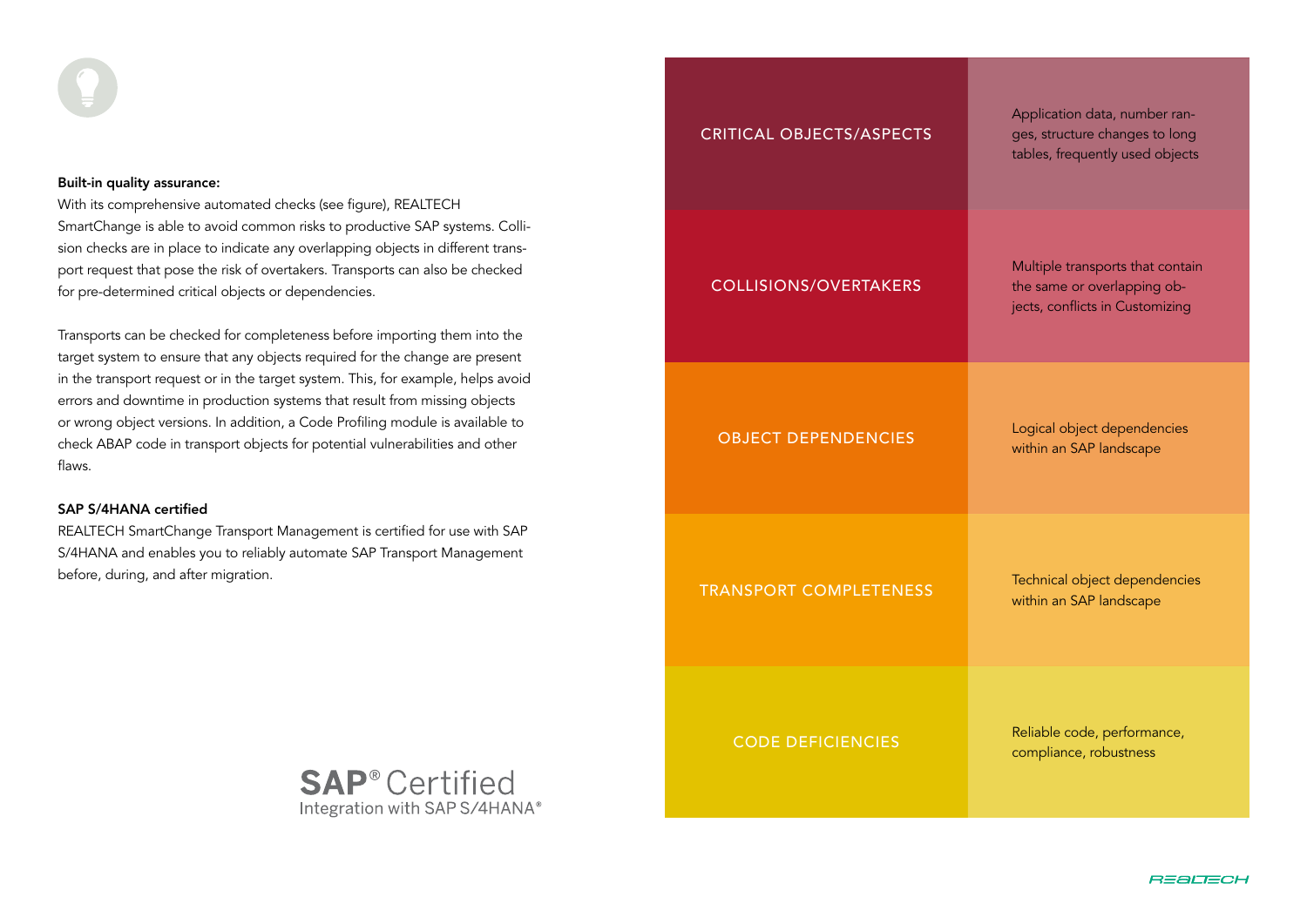**Built-in quality assurance:**

With its comprehensive automated checks (see figure), REALTECH SmartChange is able to avoid common risks to productive SAP systems. Collision checks are in place to indicate any overlapping objects in different transport request that pose the risk of overtakers. Transports can also be checked for pre-determined critical objects or dependencies.

Transports can be checked for completeness before importing them into the target system to ensure that any objects required for the change are present in the transport request or in the target system. This, for example, helps avoid errors and downtime in production systems that result from missing objects or wrong object versions. In addition, a Code Profiling module is available to check ABAP code in transport objects for potential vulnerabilities and other flaws.

**SAP S/4HANA certified**

REALTECH SmartChange Transport Management is certified for use with SAP S/4HANA and enables you to reliably automate SAP Transport Management before, during, and after migration.

SAP® Certified
Integration with SAP S/4HANA®

| | |
|---|---|
| CRITICAL OBJECTS/ASPECTS | Application data, number ranges, structure changes to long tables, frequently used objects |
| COLLISIONS/OVERTAKERS | Multiple transports that contain the same or overlapping objects, conflicts in Customizing |
| OBJECT DEPENDENCIES | Logical object dependencies within an SAP landscape |
| TRANSPORT COMPLETENESS | Technical object dependencies within an SAP landscape |
| CODE DEFICIENCIES | Reliable code, performance, compliance, robustness |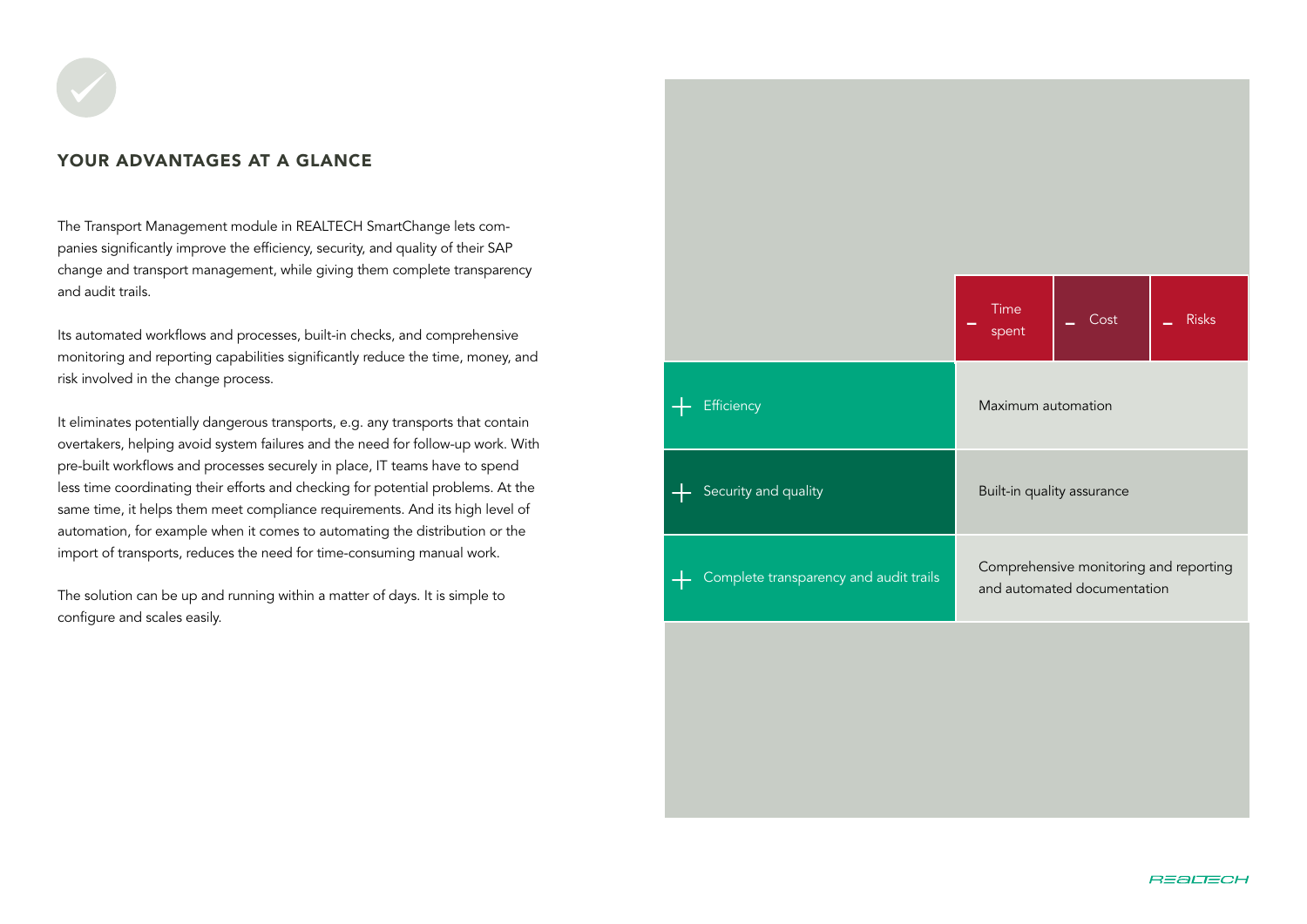## YOUR ADVANTAGES AT A GLANCE

The Transport Management module in REALTECH SmartChange lets companies significantly improve the efficiency, security, and quality of their SAP change and transport management, while giving them complete transparency and audit trails.

Its automated workflows and processes, built-in checks, and comprehensive monitoring and reporting capabilities significantly reduce the time, money, and risk involved in the change process.

It eliminates potentially dangerous transports, e.g. any transports that contain overtakers, helping avoid system failures and the need for follow-up work. With pre-built workflows and processes securely in place, IT teams have to spend less time coordinating their efforts and checking for potential problems. At the same time, it helps them meet compliance requirements. And its high level of automation, for example when it comes to automating the distribution or the import of transports, reduces the need for time-consuming manual work.

The solution can be up and running within a matter of days. It is simple to configure and scales easily.

| | – Time spent | – Cost | – Risks |
|---|---|---|---|
| + Efficiency | Maximum automation | | |
| + Security and quality | Built-in quality assurance | | |
| + Complete transparency and audit trails | Comprehensive monitoring and reporting and automated documentation | | |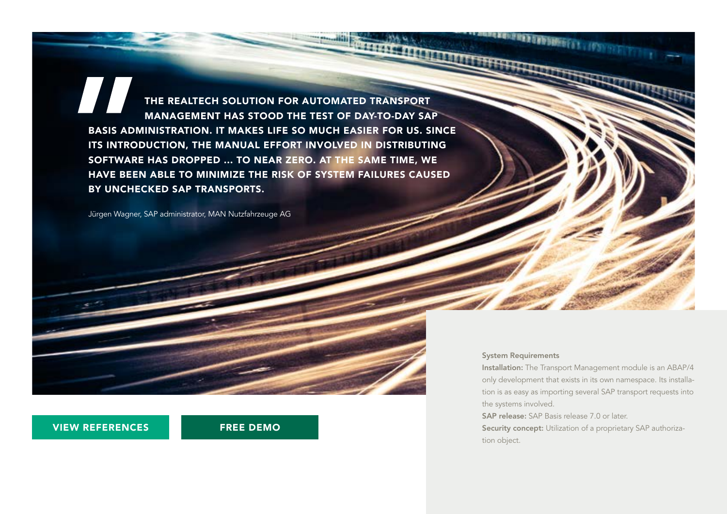> **THE REALTECH SOLUTION FOR AUTOMATED TRANSPORT MANAGEMENT HAS STOOD THE TEST OF DAY-TO-DAY SAP BASIS ADMINISTRATION. IT MAKES LIFE SO MUCH EASIER FOR US. SINCE ITS INTRODUCTION, THE MANUAL EFFORT INVOLVED IN DISTRIBUTING SOFTWARE HAS DROPPED ... TO NEAR ZERO. AT THE SAME TIME, WE HAVE BEEN ABLE TO MINIMIZE THE RISK OF SYSTEM FAILURES CAUSED BY UNCHECKED SAP TRANSPORTS.**

Jürgen Wagner, SAP administrator, MAN Nutzfahrzeuge AG

**VIEW REFERENCES**

**FREE DEMO**

### System Requirements

**Installation:** The Transport Management module is an ABAP/4 only development that exists in its own namespace. Its installation is as easy as importing several SAP transport requests into the systems involved.

**SAP release:** SAP Basis release 7.0 or later.

**Security concept:** Utilization of a proprietary SAP authorization object.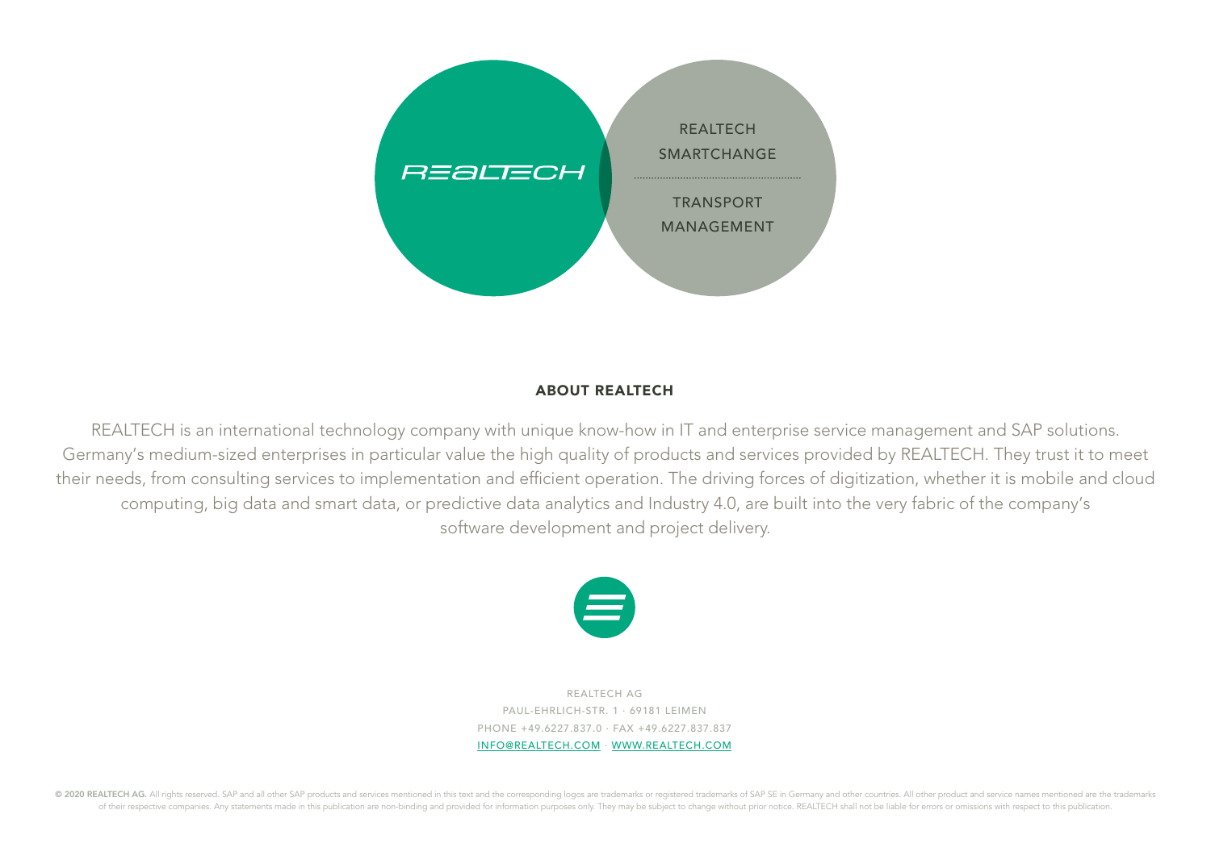REALTECH

REALTECH SMARTCHANGE

TRANSPORT MANAGEMENT

## ABOUT REALTECH

REALTECH is an international technology company with unique know-how in IT and enterprise service management and SAP solutions. Germany's medium-sized enterprises in particular value the high quality of products and services provided by REALTECH. They trust it to meet their needs, from consulting services to implementation and efficient operation. The driving forces of digitization, whether it is mobile and cloud computing, big data and smart data, or predictive data analytics and Industry 4.0, are built into the very fabric of the company's software development and project delivery.

REALTECH AG
PAUL-EHRLICH-STR. 1 · 69181 LEIMEN
PHONE +49.6227.837.0 · FAX +49.6227.837.837
INFO@REALTECH.COM · WWW.REALTECH.COM

**© 2020 REALTECH AG.** All rights reserved. SAP and all other SAP products and services mentioned in this text and the corresponding logos are trademarks or registered trademarks of SAP SE in Germany and other countries. All other product and service names mentioned are the trademarks of their respective companies. Any statements made in this publication are non-binding and provided for information purposes only. They may be subject to change without prior notice. REALTECH shall not be liable for errors or omissions with respect to this publication.